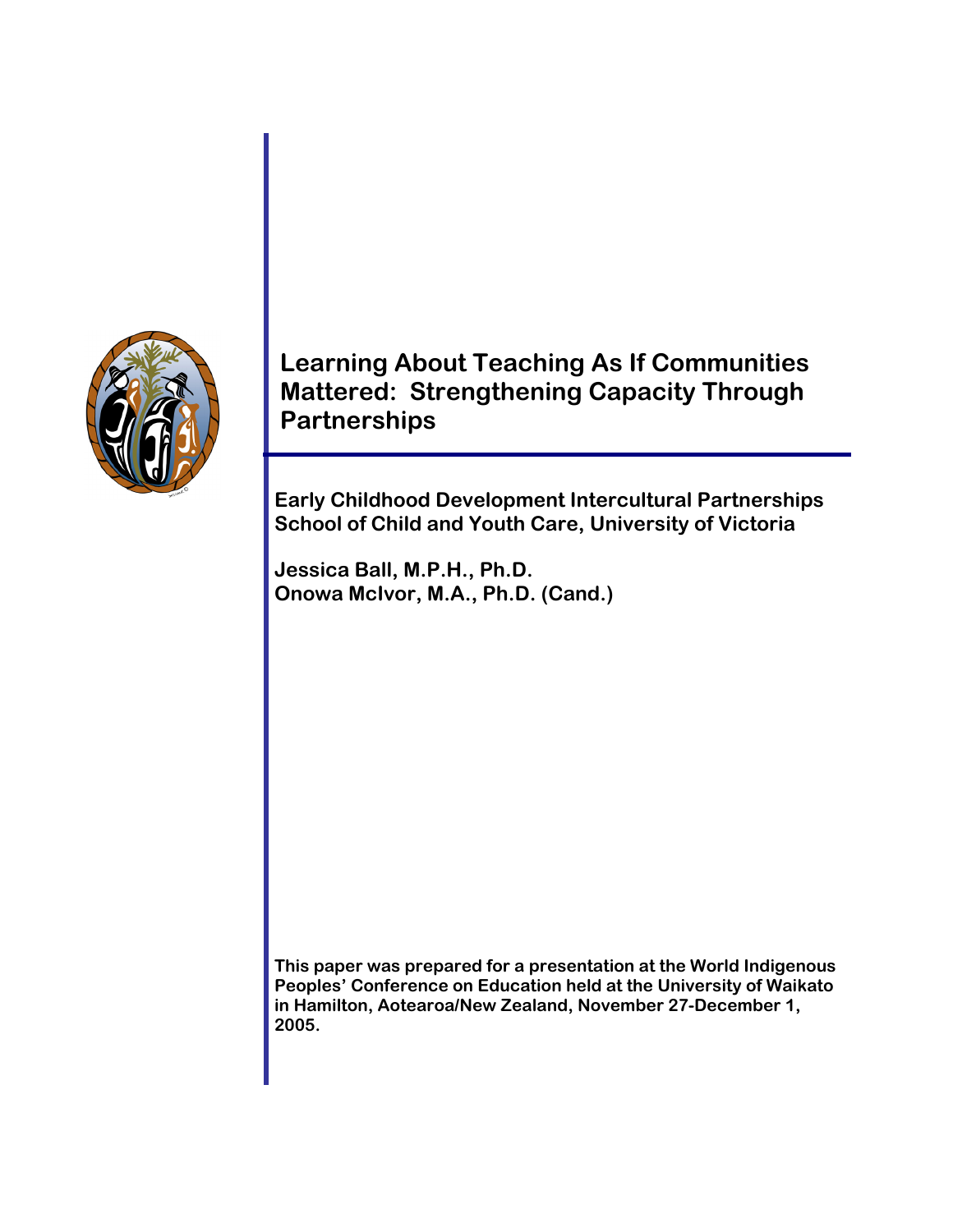# Learning About Teaching As If Communities Mattered: Strengthening Capacity Through Partnerships

**Early Childhood Development Intercultural Partnerships**
**School of Child and Youth Care, University of Victoria**

**Jessica Ball, M.P.H., Ph.D.**
**Onowa McIvor, M.A., Ph.D. (Cand.)**

**This paper was prepared for a presentation at the World Indigenous Peoples' Conference on Education held at the University of Waikato in Hamilton, Aotearoa/New Zealand, November 27-December 1, 2005.**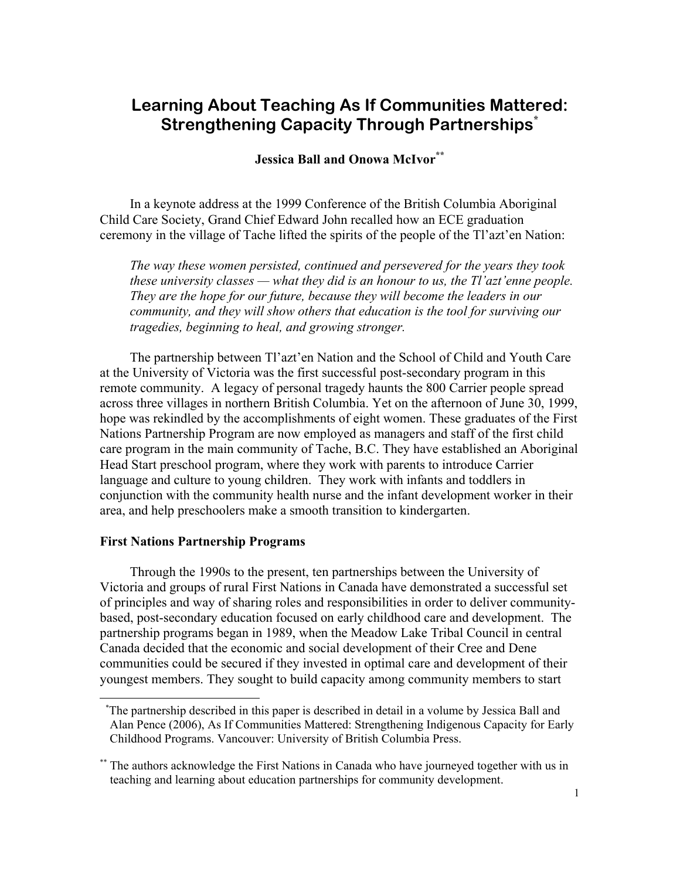# Learning About Teaching As If Communities Mattered: Strengthening Capacity Through Partnerships[*]

**Jessica Ball and Onowa McIvor[**]**

In a keynote address at the 1999 Conference of the British Columbia Aboriginal Child Care Society, Grand Chief Edward John recalled how an ECE graduation ceremony in the village of Tache lifted the spirits of the people of the Tl'azt'en Nation:

> *The way these women persisted, continued and persevered for the years they took these university classes — what they did is an honour to us, the Tl'azt'enne people. They are the hope for our future, because they will become the leaders in our community, and they will show others that education is the tool for surviving our tragedies, beginning to heal, and growing stronger.*

The partnership between Tl'azt'en Nation and the School of Child and Youth Care at the University of Victoria was the first successful post-secondary program in this remote community. A legacy of personal tragedy haunts the 800 Carrier people spread across three villages in northern British Columbia. Yet on the afternoon of June 30, 1999, hope was rekindled by the accomplishments of eight women. These graduates of the First Nations Partnership Program are now employed as managers and staff of the first child care program in the main community of Tache, B.C. They have established an Aboriginal Head Start preschool program, where they work with parents to introduce Carrier language and culture to young children. They work with infants and toddlers in conjunction with the community health nurse and the infant development worker in their area, and help preschoolers make a smooth transition to kindergarten.

## First Nations Partnership Programs

Through the 1990s to the present, ten partnerships between the University of Victoria and groups of rural First Nations in Canada have demonstrated a successful set of principles and way of sharing roles and responsibilities in order to deliver community-based, post-secondary education focused on early childhood care and development. The partnership programs began in 1989, when the Meadow Lake Tribal Council in central Canada decided that the economic and social development of their Cree and Dene communities could be secured if they invested in optimal care and development of their youngest members. They sought to build capacity among community members to start

---

[*] The partnership described in this paper is described in detail in a volume by Jessica Ball and Alan Pence (2006), As If Communities Mattered: Strengthening Indigenous Capacity for Early Childhood Programs. Vancouver: University of British Columbia Press.

[**] The authors acknowledge the First Nations in Canada who have journeyed together with us in teaching and learning about education partnerships for community development.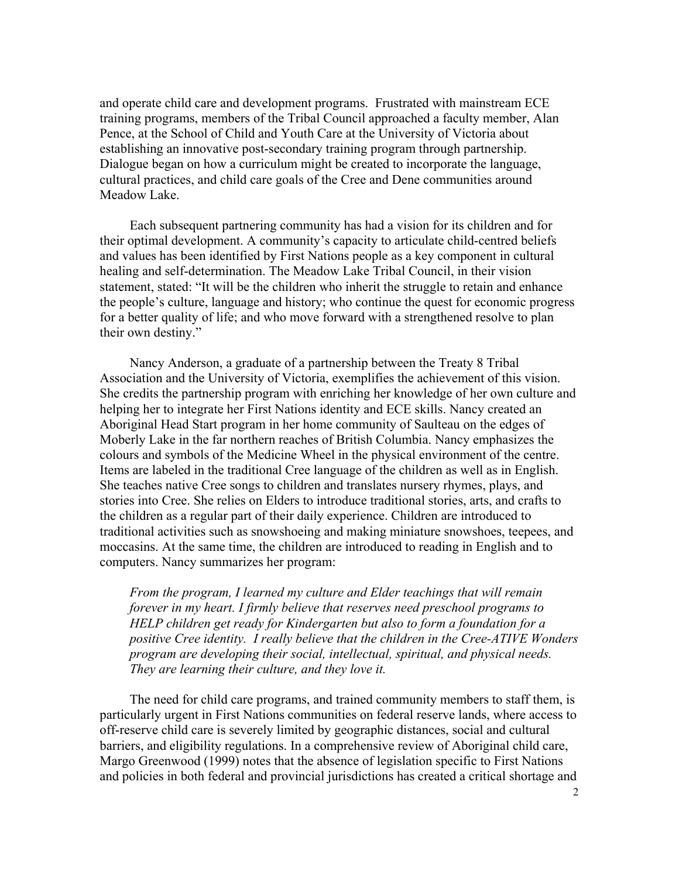and operate child care and development programs. Frustrated with mainstream ECE training programs, members of the Tribal Council approached a faculty member, Alan Pence, at the School of Child and Youth Care at the University of Victoria about establishing an innovative post-secondary training program through partnership. Dialogue began on how a curriculum might be created to incorporate the language, cultural practices, and child care goals of the Cree and Dene communities around Meadow Lake.

Each subsequent partnering community has had a vision for its children and for their optimal development. A community's capacity to articulate child-centred beliefs and values has been identified by First Nations people as a key component in cultural healing and self-determination. The Meadow Lake Tribal Council, in their vision statement, stated: "It will be the children who inherit the struggle to retain and enhance the people's culture, language and history; who continue the quest for economic progress for a better quality of life; and who move forward with a strengthened resolve to plan their own destiny."

Nancy Anderson, a graduate of a partnership between the Treaty 8 Tribal Association and the University of Victoria, exemplifies the achievement of this vision. She credits the partnership program with enriching her knowledge of her own culture and helping her to integrate her First Nations identity and ECE skills. Nancy created an Aboriginal Head Start program in her home community of Saulteau on the edges of Moberly Lake in the far northern reaches of British Columbia. Nancy emphasizes the colours and symbols of the Medicine Wheel in the physical environment of the centre. Items are labeled in the traditional Cree language of the children as well as in English. She teaches native Cree songs to children and translates nursery rhymes, plays, and stories into Cree. She relies on Elders to introduce traditional stories, arts, and crafts to the children as a regular part of their daily experience. Children are introduced to traditional activities such as snowshoeing and making miniature snowshoes, teepees, and moccasins. At the same time, the children are introduced to reading in English and to computers. Nancy summarizes her program:

> *From the program, I learned my culture and Elder teachings that will remain forever in my heart. I firmly believe that reserves need preschool programs to HELP children get ready for Kindergarten but also to form a foundation for a positive Cree identity. I really believe that the children in the Cree-ATIVE Wonders program are developing their social, intellectual, spiritual, and physical needs. They are learning their culture, and they love it.*

The need for child care programs, and trained community members to staff them, is particularly urgent in First Nations communities on federal reserve lands, where access to off-reserve child care is severely limited by geographic distances, social and cultural barriers, and eligibility regulations. In a comprehensive review of Aboriginal child care, Margo Greenwood (1999) notes that the absence of legislation specific to First Nations and policies in both federal and provincial jurisdictions has created a critical shortage and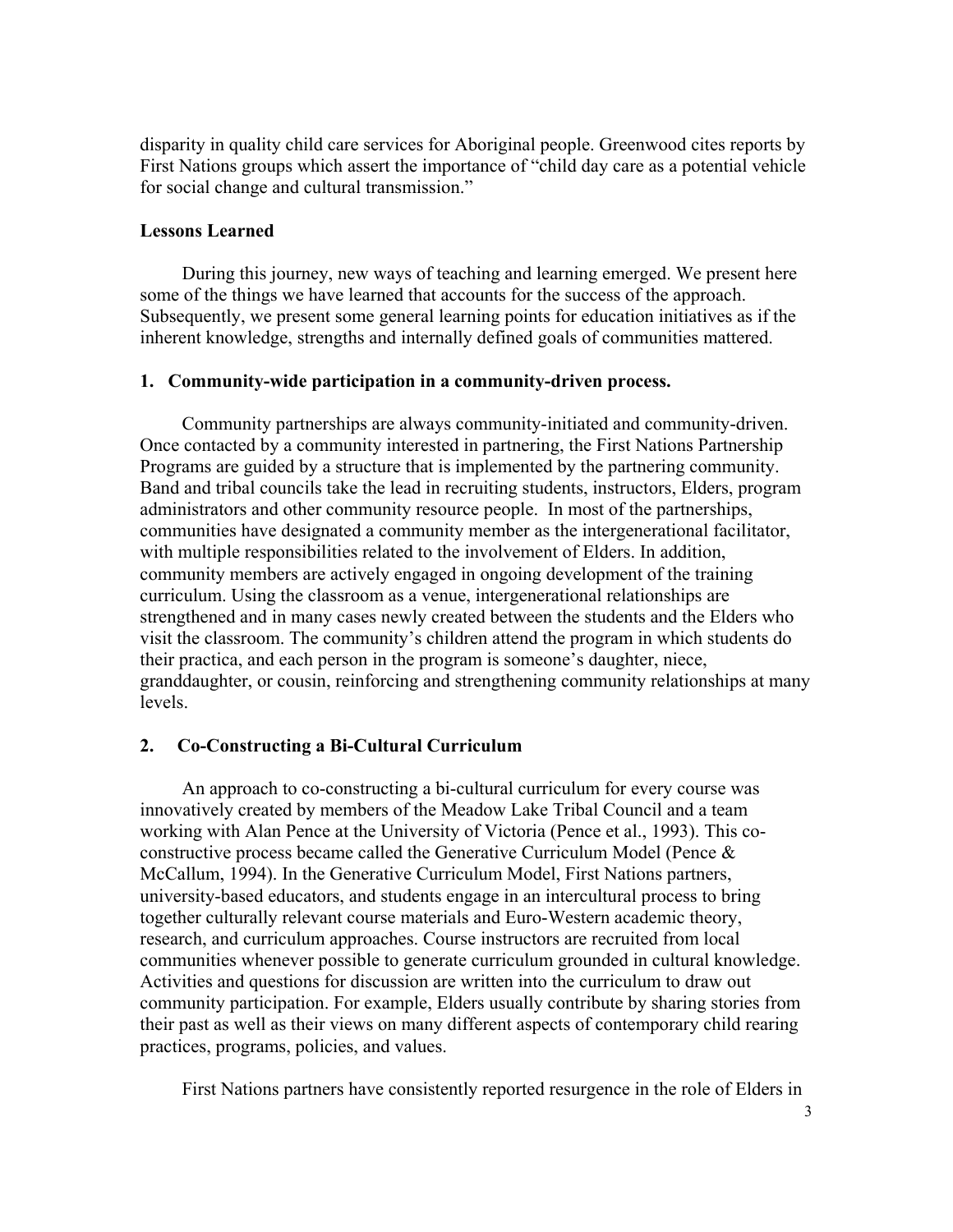disparity in quality child care services for Aboriginal people. Greenwood cites reports by First Nations groups which assert the importance of "child day care as a potential vehicle for social change and cultural transmission."

## Lessons Learned

During this journey, new ways of teaching and learning emerged. We present here some of the things we have learned that accounts for the success of the approach. Subsequently, we present some general learning points for education initiatives as if the inherent knowledge, strengths and internally defined goals of communities mattered.

### 1. Community-wide participation in a community-driven process.

Community partnerships are always community-initiated and community-driven. Once contacted by a community interested in partnering, the First Nations Partnership Programs are guided by a structure that is implemented by the partnering community. Band and tribal councils take the lead in recruiting students, instructors, Elders, program administrators and other community resource people. In most of the partnerships, communities have designated a community member as the intergenerational facilitator, with multiple responsibilities related to the involvement of Elders. In addition, community members are actively engaged in ongoing development of the training curriculum. Using the classroom as a venue, intergenerational relationships are strengthened and in many cases newly created between the students and the Elders who visit the classroom. The community's children attend the program in which students do their practica, and each person in the program is someone's daughter, niece, granddaughter, or cousin, reinforcing and strengthening community relationships at many levels.

### 2. Co-Constructing a Bi-Cultural Curriculum

An approach to co-constructing a bi-cultural curriculum for every course was innovatively created by members of the Meadow Lake Tribal Council and a team working with Alan Pence at the University of Victoria (Pence et al., 1993). This co-constructive process became called the Generative Curriculum Model (Pence & McCallum, 1994). In the Generative Curriculum Model, First Nations partners, university-based educators, and students engage in an intercultural process to bring together culturally relevant course materials and Euro-Western academic theory, research, and curriculum approaches. Course instructors are recruited from local communities whenever possible to generate curriculum grounded in cultural knowledge. Activities and questions for discussion are written into the curriculum to draw out community participation. For example, Elders usually contribute by sharing stories from their past as well as their views on many different aspects of contemporary child rearing practices, programs, policies, and values.

First Nations partners have consistently reported resurgence in the role of Elders in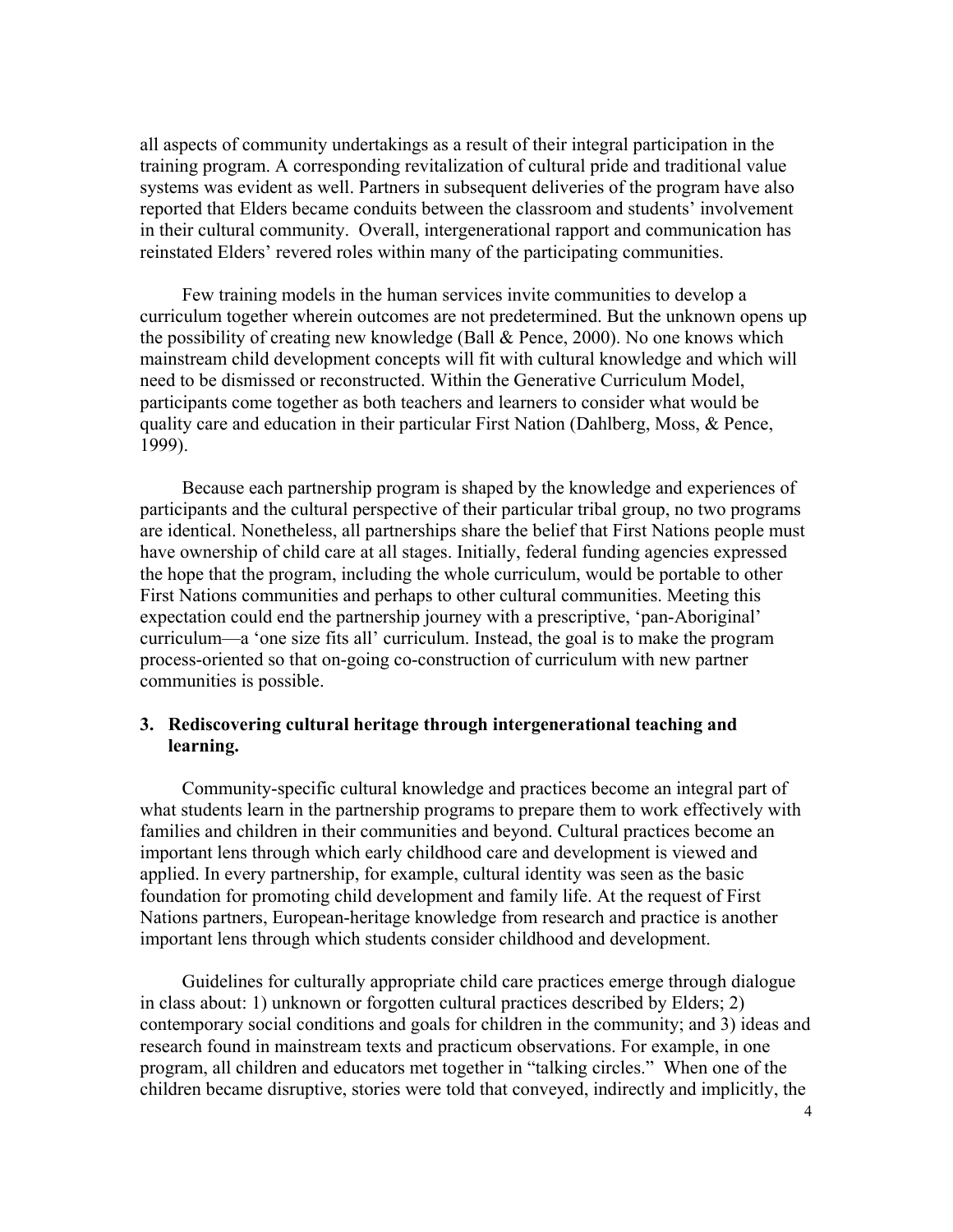all aspects of community undertakings as a result of their integral participation in the training program. A corresponding revitalization of cultural pride and traditional value systems was evident as well. Partners in subsequent deliveries of the program have also reported that Elders became conduits between the classroom and students' involvement in their cultural community. Overall, intergenerational rapport and communication has reinstated Elders' revered roles within many of the participating communities.

Few training models in the human services invite communities to develop a curriculum together wherein outcomes are not predetermined. But the unknown opens up the possibility of creating new knowledge (Ball & Pence, 2000). No one knows which mainstream child development concepts will fit with cultural knowledge and which will need to be dismissed or reconstructed. Within the Generative Curriculum Model, participants come together as both teachers and learners to consider what would be quality care and education in their particular First Nation (Dahlberg, Moss, & Pence, 1999).

Because each partnership program is shaped by the knowledge and experiences of participants and the cultural perspective of their particular tribal group, no two programs are identical. Nonetheless, all partnerships share the belief that First Nations people must have ownership of child care at all stages. Initially, federal funding agencies expressed the hope that the program, including the whole curriculum, would be portable to other First Nations communities and perhaps to other cultural communities. Meeting this expectation could end the partnership journey with a prescriptive, 'pan-Aboriginal' curriculum—a 'one size fits all' curriculum. Instead, the goal is to make the program process-oriented so that on-going co-construction of curriculum with new partner communities is possible.

### 3. Rediscovering cultural heritage through intergenerational teaching and learning.

Community-specific cultural knowledge and practices become an integral part of what students learn in the partnership programs to prepare them to work effectively with families and children in their communities and beyond. Cultural practices become an important lens through which early childhood care and development is viewed and applied. In every partnership, for example, cultural identity was seen as the basic foundation for promoting child development and family life. At the request of First Nations partners, European-heritage knowledge from research and practice is another important lens through which students consider childhood and development.

Guidelines for culturally appropriate child care practices emerge through dialogue in class about: 1) unknown or forgotten cultural practices described by Elders; 2) contemporary social conditions and goals for children in the community; and 3) ideas and research found in mainstream texts and practicum observations. For example, in one program, all children and educators met together in "talking circles." When one of the children became disruptive, stories were told that conveyed, indirectly and implicitly, the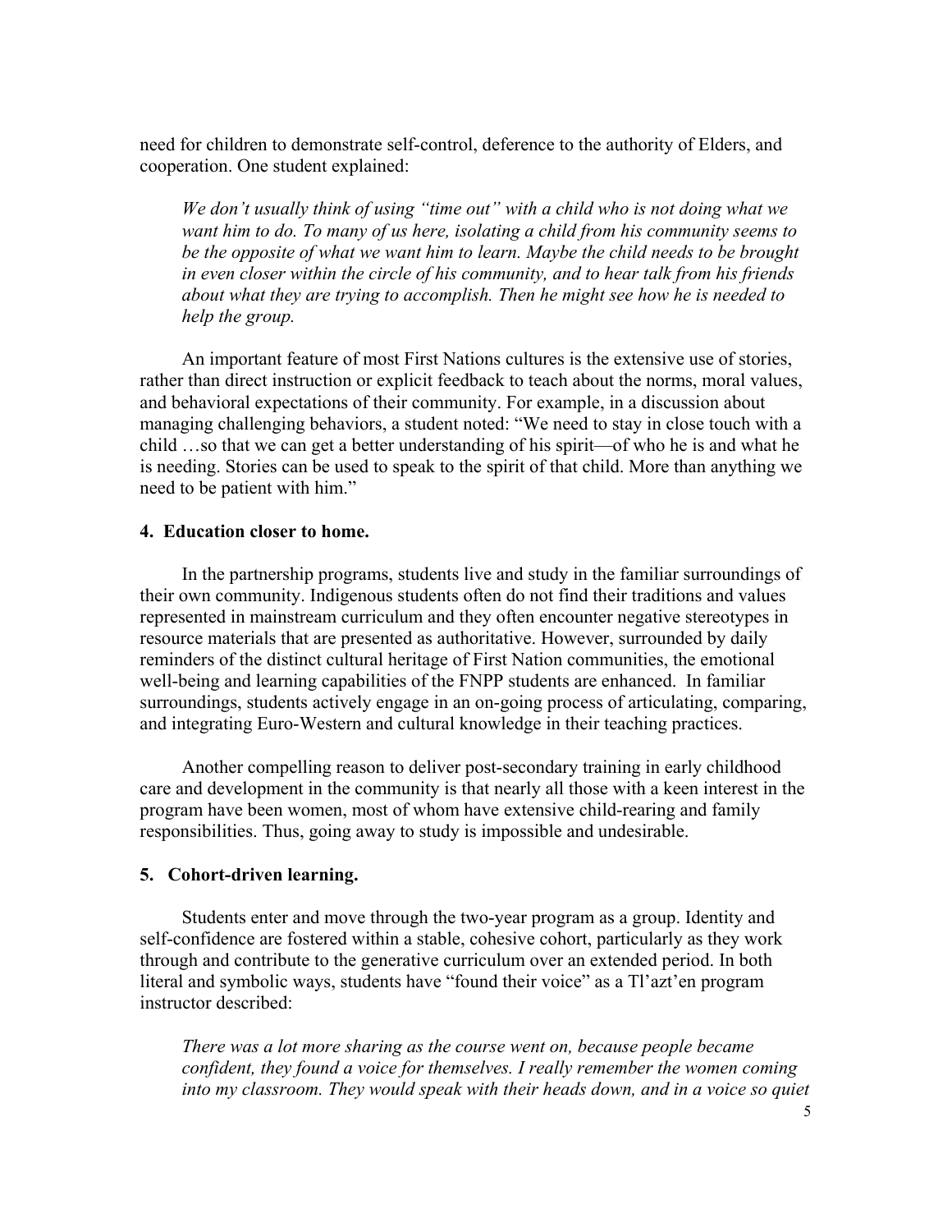need for children to demonstrate self-control, deference to the authority of Elders, and cooperation. One student explained:

> *We don't usually think of using "time out" with a child who is not doing what we want him to do. To many of us here, isolating a child from his community seems to be the opposite of what we want him to learn. Maybe the child needs to be brought in even closer within the circle of his community, and to hear talk from his friends about what they are trying to accomplish. Then he might see how he is needed to help the group.*

An important feature of most First Nations cultures is the extensive use of stories, rather than direct instruction or explicit feedback to teach about the norms, moral values, and behavioral expectations of their community. For example, in a discussion about managing challenging behaviors, a student noted: "We need to stay in close touch with a child …so that we can get a better understanding of his spirit—of who he is and what he is needing. Stories can be used to speak to the spirit of that child. More than anything we need to be patient with him."

### 4. Education closer to home.

In the partnership programs, students live and study in the familiar surroundings of their own community. Indigenous students often do not find their traditions and values represented in mainstream curriculum and they often encounter negative stereotypes in resource materials that are presented as authoritative. However, surrounded by daily reminders of the distinct cultural heritage of First Nation communities, the emotional well-being and learning capabilities of the FNPP students are enhanced. In familiar surroundings, students actively engage in an on-going process of articulating, comparing, and integrating Euro-Western and cultural knowledge in their teaching practices.

Another compelling reason to deliver post-secondary training in early childhood care and development in the community is that nearly all those with a keen interest in the program have been women, most of whom have extensive child-rearing and family responsibilities. Thus, going away to study is impossible and undesirable.

### 5. Cohort-driven learning.

Students enter and move through the two-year program as a group. Identity and self-confidence are fostered within a stable, cohesive cohort, particularly as they work through and contribute to the generative curriculum over an extended period. In both literal and symbolic ways, students have "found their voice" as a Tl'azt'en program instructor described:

> *There was a lot more sharing as the course went on, because people became confident, they found a voice for themselves. I really remember the women coming into my classroom. They would speak with their heads down, and in a voice so quiet*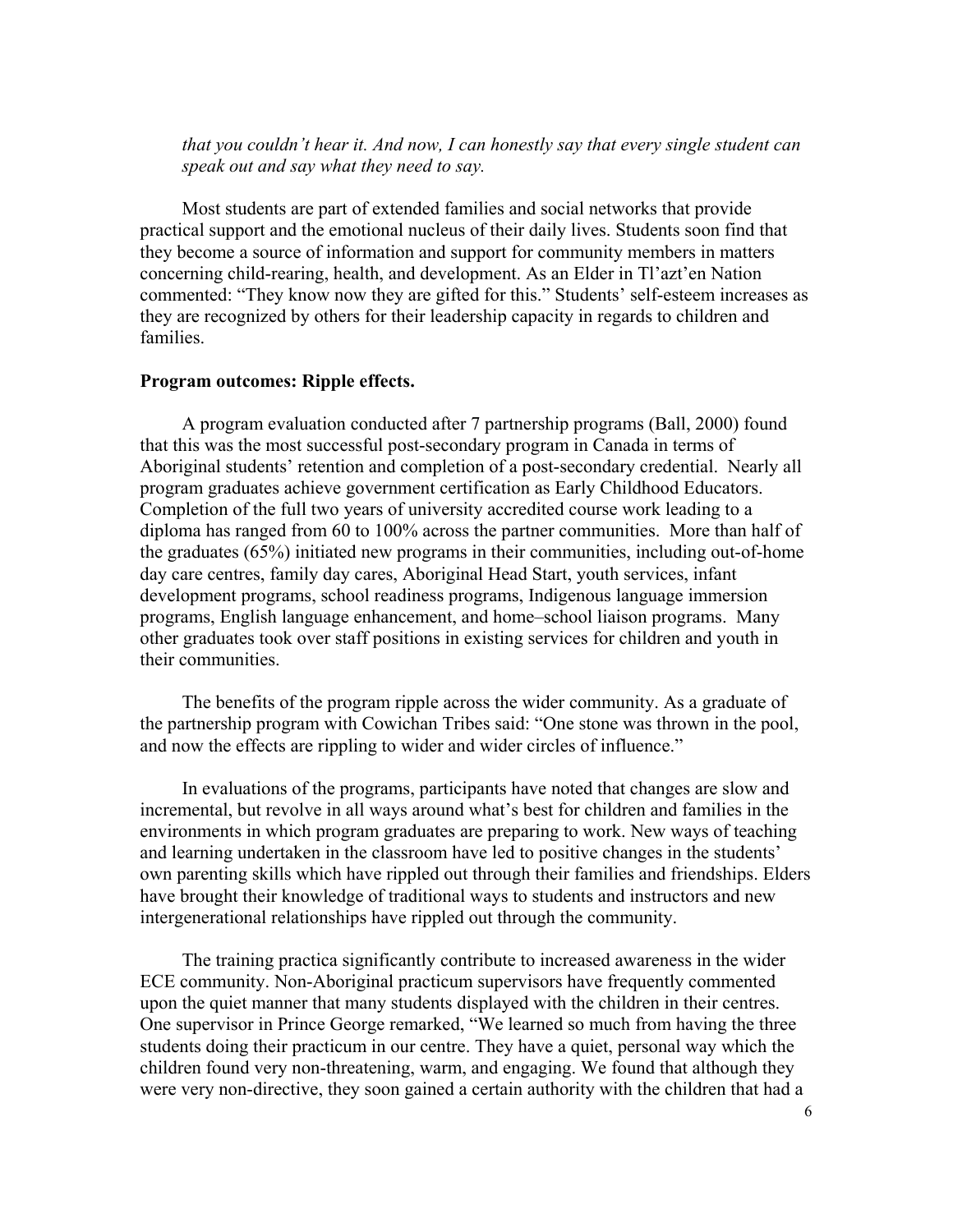*that you couldn't hear it. And now, I can honestly say that every single student can speak out and say what they need to say.*

Most students are part of extended families and social networks that provide practical support and the emotional nucleus of their daily lives. Students soon find that they become a source of information and support for community members in matters concerning child-rearing, health, and development. As an Elder in Tl'azt'en Nation commented: "They know now they are gifted for this." Students' self-esteem increases as they are recognized by others for their leadership capacity in regards to children and families.

**Program outcomes: Ripple effects.**

A program evaluation conducted after 7 partnership programs (Ball, 2000) found that this was the most successful post-secondary program in Canada in terms of Aboriginal students' retention and completion of a post-secondary credential. Nearly all program graduates achieve government certification as Early Childhood Educators. Completion of the full two years of university accredited course work leading to a diploma has ranged from 60 to 100% across the partner communities. More than half of the graduates (65%) initiated new programs in their communities, including out-of-home day care centres, family day cares, Aboriginal Head Start, youth services, infant development programs, school readiness programs, Indigenous language immersion programs, English language enhancement, and home–school liaison programs. Many other graduates took over staff positions in existing services for children and youth in their communities.

The benefits of the program ripple across the wider community. As a graduate of the partnership program with Cowichan Tribes said: "One stone was thrown in the pool, and now the effects are rippling to wider and wider circles of influence."

In evaluations of the programs, participants have noted that changes are slow and incremental, but revolve in all ways around what's best for children and families in the environments in which program graduates are preparing to work. New ways of teaching and learning undertaken in the classroom have led to positive changes in the students' own parenting skills which have rippled out through their families and friendships. Elders have brought their knowledge of traditional ways to students and instructors and new intergenerational relationships have rippled out through the community.

The training practica significantly contribute to increased awareness in the wider ECE community. Non-Aboriginal practicum supervisors have frequently commented upon the quiet manner that many students displayed with the children in their centres. One supervisor in Prince George remarked, "We learned so much from having the three students doing their practicum in our centre. They have a quiet, personal way which the children found very non-threatening, warm, and engaging. We found that although they were very non-directive, they soon gained a certain authority with the children that had a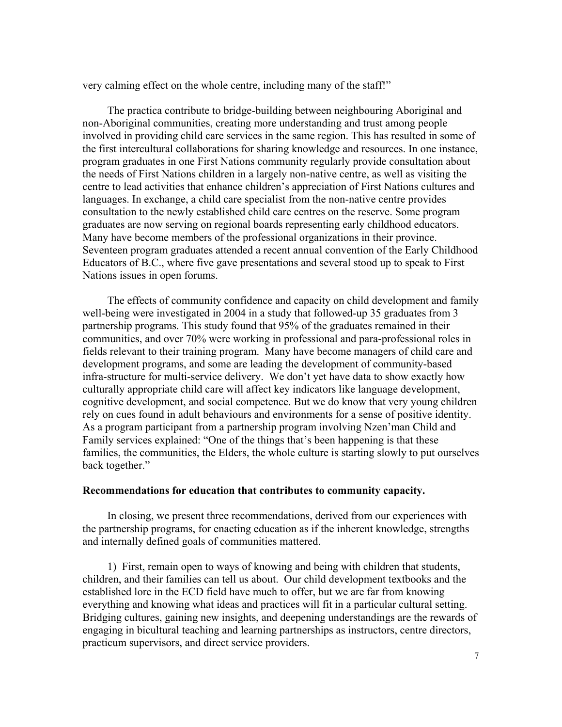very calming effect on the whole centre, including many of the staff!"

The practica contribute to bridge-building between neighbouring Aboriginal and non-Aboriginal communities, creating more understanding and trust among people involved in providing child care services in the same region. This has resulted in some of the first intercultural collaborations for sharing knowledge and resources. In one instance, program graduates in one First Nations community regularly provide consultation about the needs of First Nations children in a largely non-native centre, as well as visiting the centre to lead activities that enhance children's appreciation of First Nations cultures and languages. In exchange, a child care specialist from the non-native centre provides consultation to the newly established child care centres on the reserve. Some program graduates are now serving on regional boards representing early childhood educators. Many have become members of the professional organizations in their province. Seventeen program graduates attended a recent annual convention of the Early Childhood Educators of B.C., where five gave presentations and several stood up to speak to First Nations issues in open forums.

The effects of community confidence and capacity on child development and family well-being were investigated in 2004 in a study that followed-up 35 graduates from 3 partnership programs. This study found that 95% of the graduates remained in their communities, and over 70% were working in professional and para-professional roles in fields relevant to their training program. Many have become managers of child care and development programs, and some are leading the development of community-based infra-structure for multi-service delivery. We don't yet have data to show exactly how culturally appropriate child care will affect key indicators like language development, cognitive development, and social competence. But we do know that very young children rely on cues found in adult behaviours and environments for a sense of positive identity. As a program participant from a partnership program involving Nzen'man Child and Family services explained: "One of the things that's been happening is that these families, the communities, the Elders, the whole culture is starting slowly to put ourselves back together."

**Recommendations for education that contributes to community capacity.**

In closing, we present three recommendations, derived from our experiences with the partnership programs, for enacting education as if the inherent knowledge, strengths and internally defined goals of communities mattered.

1) First, remain open to ways of knowing and being with children that students, children, and their families can tell us about. Our child development textbooks and the established lore in the ECD field have much to offer, but we are far from knowing everything and knowing what ideas and practices will fit in a particular cultural setting. Bridging cultures, gaining new insights, and deepening understandings are the rewards of engaging in bicultural teaching and learning partnerships as instructors, centre directors, practicum supervisors, and direct service providers.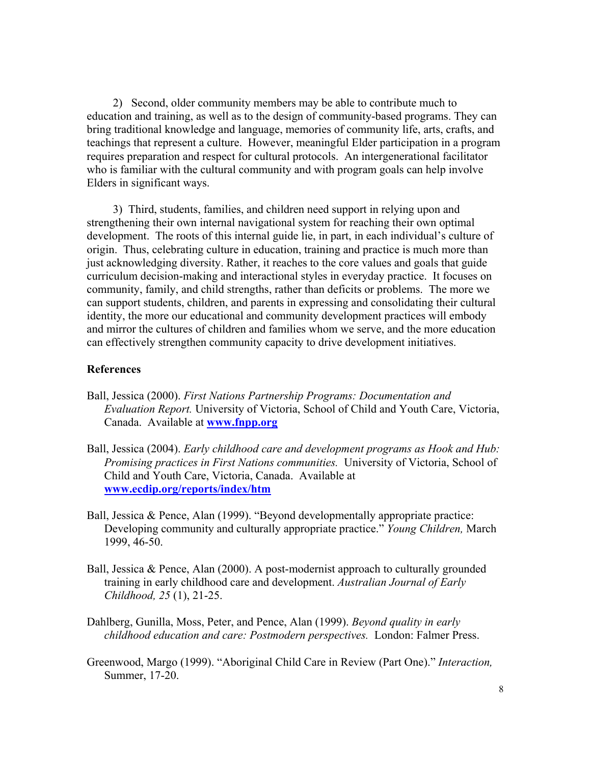2) Second, older community members may be able to contribute much to education and training, as well as to the design of community-based programs. They can bring traditional knowledge and language, memories of community life, arts, crafts, and teachings that represent a culture. However, meaningful Elder participation in a program requires preparation and respect for cultural protocols. An intergenerational facilitator who is familiar with the cultural community and with program goals can help involve Elders in significant ways.

3) Third, students, families, and children need support in relying upon and strengthening their own internal navigational system for reaching their own optimal development. The roots of this internal guide lie, in part, in each individual's culture of origin. Thus, celebrating culture in education, training and practice is much more than just acknowledging diversity. Rather, it reaches to the core values and goals that guide curriculum decision-making and interactional styles in everyday practice. It focuses on community, family, and child strengths, rather than deficits or problems. The more we can support students, children, and parents in expressing and consolidating their cultural identity, the more our educational and community development practices will embody and mirror the cultures of children and families whom we serve, and the more education can effectively strengthen community capacity to drive development initiatives.

**References**

Ball, Jessica (2000). *First Nations Partnership Programs: Documentation and Evaluation Report.* University of Victoria, School of Child and Youth Care, Victoria, Canada. Available at **www.fnpp.org**

Ball, Jessica (2004). *Early childhood care and development programs as Hook and Hub: Promising practices in First Nations communities.* University of Victoria, School of Child and Youth Care, Victoria, Canada. Available at **www.ecdip.org/reports/index/htm**

Ball, Jessica & Pence, Alan (1999). "Beyond developmentally appropriate practice: Developing community and culturally appropriate practice." *Young Children,* March 1999, 46-50.

Ball, Jessica & Pence, Alan (2000). A post-modernist approach to culturally grounded training in early childhood care and development. *Australian Journal of Early Childhood, 25* (1), 21-25.

Dahlberg, Gunilla, Moss, Peter, and Pence, Alan (1999). *Beyond quality in early childhood education and care: Postmodern perspectives.* London: Falmer Press.

Greenwood, Margo (1999). "Aboriginal Child Care in Review (Part One)." *Interaction,* Summer, 17-20.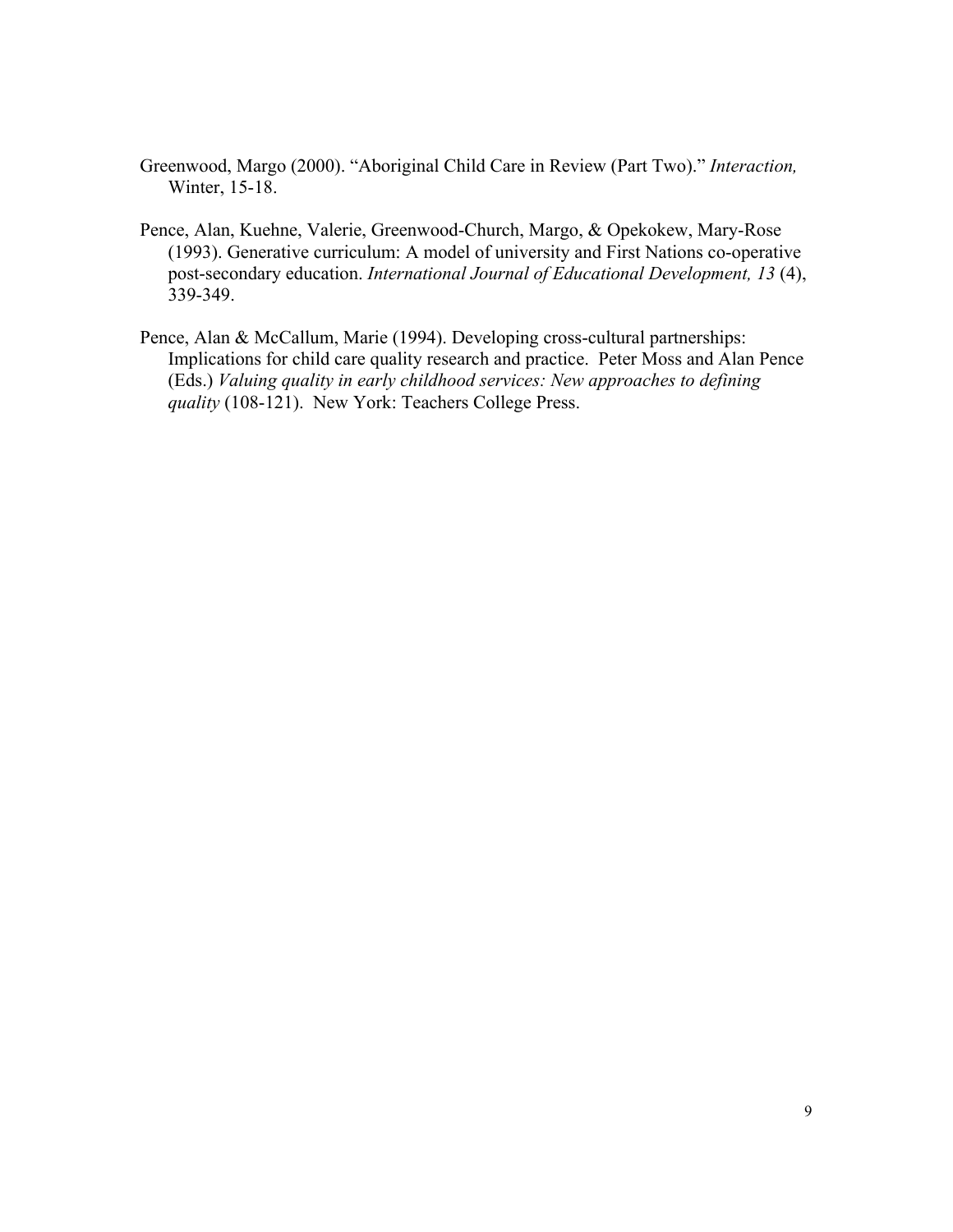Greenwood, Margo (2000). "Aboriginal Child Care in Review (Part Two)." *Interaction,* Winter, 15-18.

Pence, Alan, Kuehne, Valerie, Greenwood-Church, Margo, & Opekokew, Mary-Rose (1993). Generative curriculum: A model of university and First Nations co-operative post-secondary education. *International Journal of Educational Development, 13* (4), 339-349.

Pence, Alan & McCallum, Marie (1994). Developing cross-cultural partnerships: Implications for child care quality research and practice. Peter Moss and Alan Pence (Eds.) *Valuing quality in early childhood services: New approaches to defining quality* (108-121). New York: Teachers College Press.